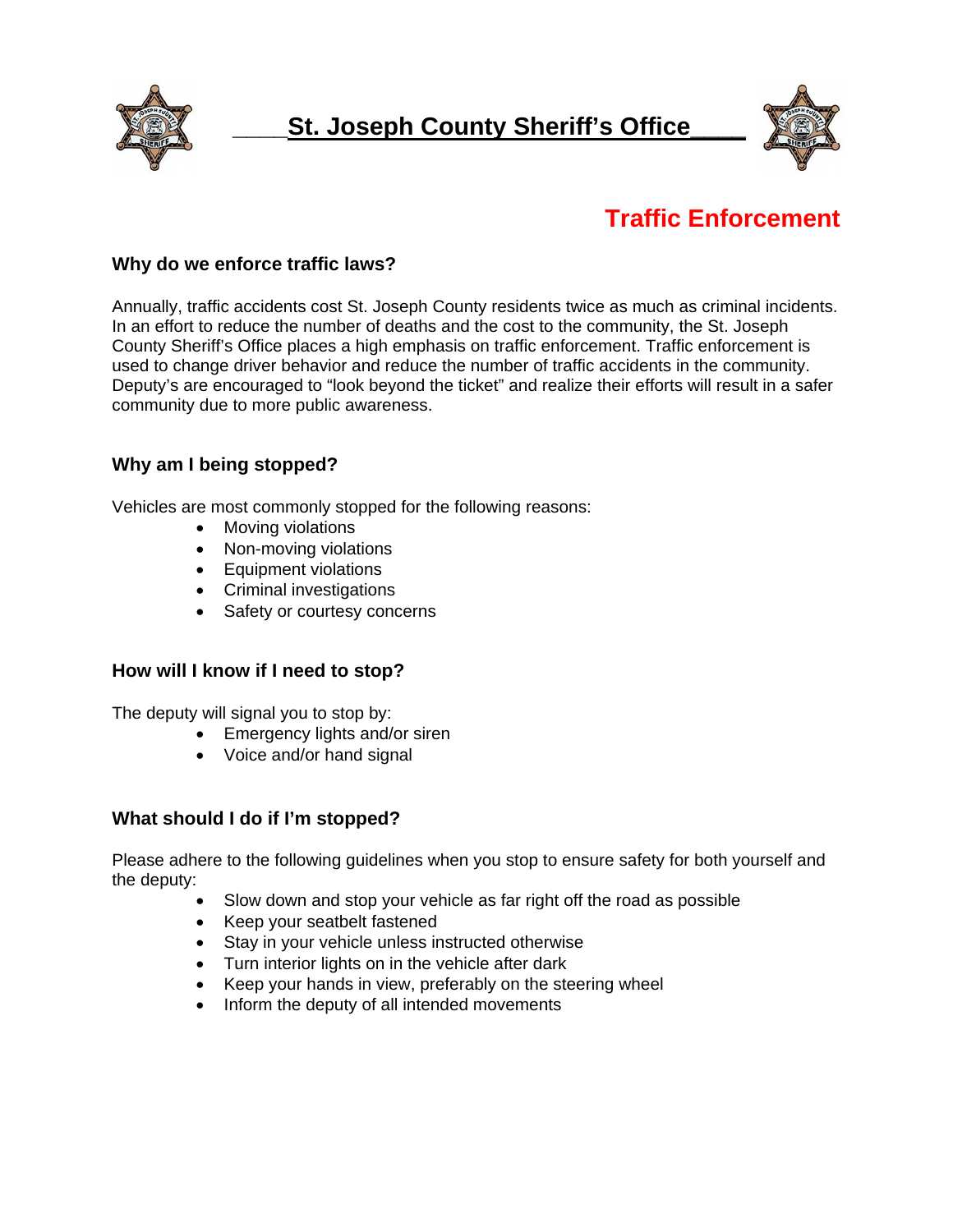# St. Joseph County Sheriff's Office

## Traffic Enforcement

### Why do we enforce traffic laws?

Annually, traffic accidents cost St. Joseph County residents twice as much as criminal incidents. In an effort to reduce the number of deaths and the cost to the community, the St. Joseph County Sheriff's Office places a high emphasis on traffic enforcement. Traffic enforcement is used to change driver behavior and reduce the number of traffic accidents in the community. Deputy's are encouraged to "look beyond the ticket" and realize their efforts will result in a safer community due to more public awareness.

### Why am I being stopped?

Vehicles are most commonly stopped for the following reasons:

- Moving violations
- Non-moving violations
- Equipment violations
- Criminal investigations
- Safety or courtesy concerns

### How will I know if I need to stop?

The deputy will signal you to stop by:

- Emergency lights and/or siren
- Voice and/or hand signal

### What should I do if I'm stopped?

Please adhere to the following guidelines when you stop to ensure safety for both yourself and the deputy:

- Slow down and stop your vehicle as far right off the road as possible
- Keep your seatbelt fastened
- Stay in your vehicle unless instructed otherwise
- Turn interior lights on in the vehicle after dark
- Keep your hands in view, preferably on the steering wheel
- Inform the deputy of all intended movements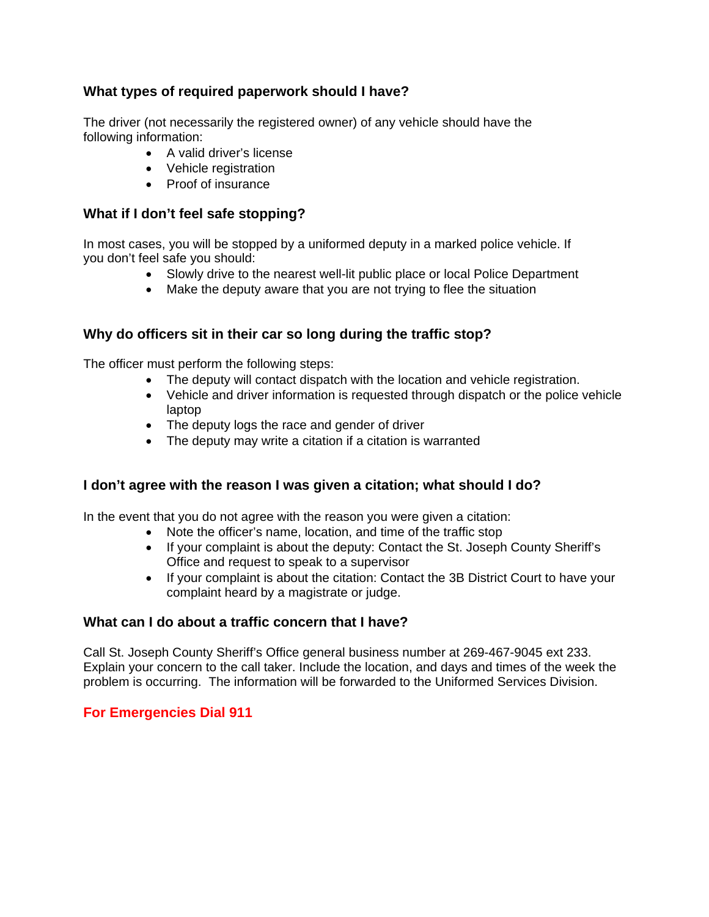### What types of required paperwork should I have?

The driver (not necessarily the registered owner) of any vehicle should have the following information:

- A valid driver's license
- Vehicle registration
- Proof of insurance

### What if I don't feel safe stopping?

In most cases, you will be stopped by a uniformed deputy in a marked police vehicle. If you don't feel safe you should:

- Slowly drive to the nearest well-lit public place or local Police Department
- Make the deputy aware that you are not trying to flee the situation

### Why do officers sit in their car so long during the traffic stop?

The officer must perform the following steps:

- The deputy will contact dispatch with the location and vehicle registration.
- Vehicle and driver information is requested through dispatch or the police vehicle laptop
- The deputy logs the race and gender of driver
- The deputy may write a citation if a citation is warranted

### I don't agree with the reason I was given a citation; what should I do?

In the event that you do not agree with the reason you were given a citation:

- Note the officer's name, location, and time of the traffic stop
- If your complaint is about the deputy: Contact the St. Joseph County Sheriff's Office and request to speak to a supervisor
- If your complaint is about the citation: Contact the 3B District Court to have your complaint heard by a magistrate or judge.

### What can I do about a traffic concern that I have?

Call St. Joseph County Sheriff's Office general business number at 269-467-9045 ext 233. Explain your concern to the call taker. Include the location, and days and times of the week the problem is occurring. The information will be forwarded to the Uniformed Services Division.

**For Emergencies Dial 911**